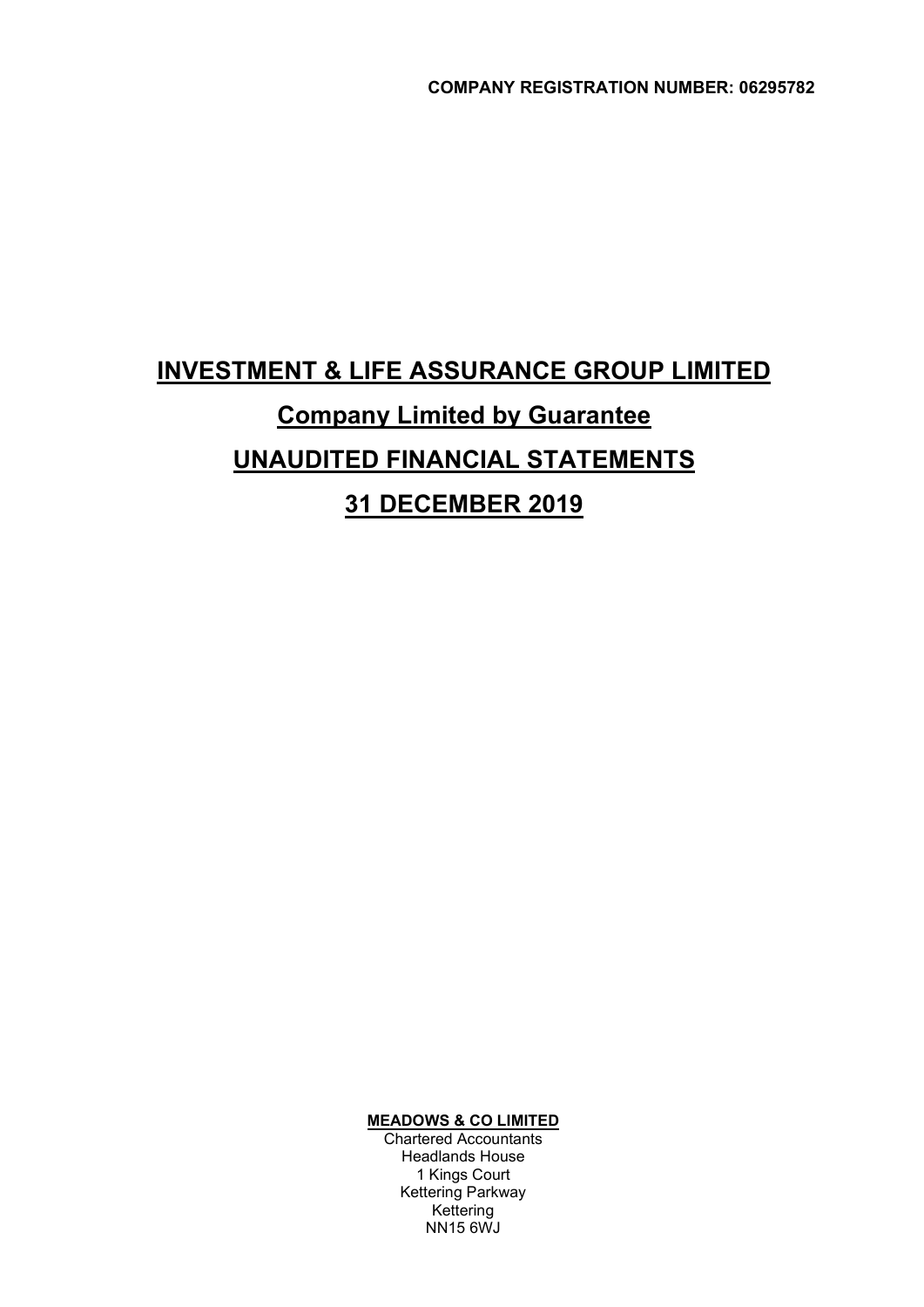**COMPANY REGISTRATION NUMBER: 06295782**

# INVESTMENT & LIFE ASSURANCE GROUP LIMITED

## Company Limited by Guarantee

## UNAUDITED FINANCIAL STATEMENTS

## 31 DECEMBER 2019

**MEADOWS & CO LIMITED**
Chartered Accountants
Headlands House
1 Kings Court
Kettering Parkway
Kettering
NN15 6WJ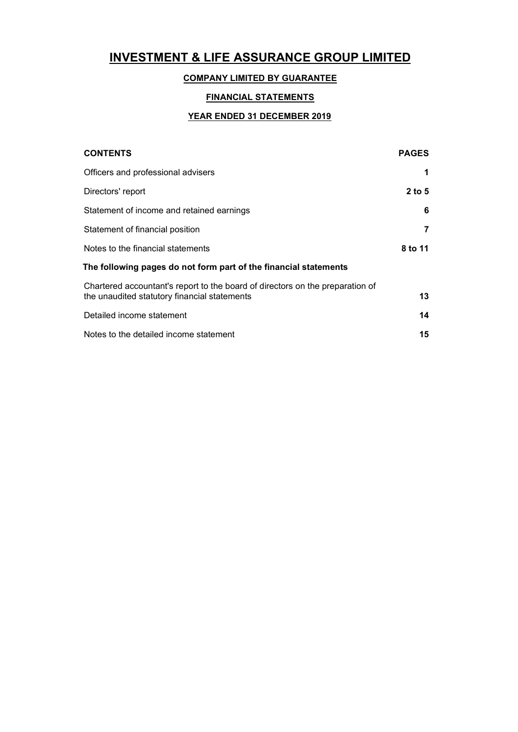# INVESTMENT & LIFE ASSURANCE GROUP LIMITED

## COMPANY LIMITED BY GUARANTEE

## FINANCIAL STATEMENTS

## YEAR ENDED 31 DECEMBER 2019

| CONTENTS | PAGES |
| --- | --- |
| Officers and professional advisers | **1** |
| Directors' report | **2 to 5** |
| Statement of income and retained earnings | **6** |
| Statement of financial position | **7** |
| Notes to the financial statements | **8 to 11** |
| **The following pages do not form part of the financial statements** | |
| Chartered accountant's report to the board of directors on the preparation of the unaudited statutory financial statements | **13** |
| Detailed income statement | **14** |
| Notes to the detailed income statement | **15** |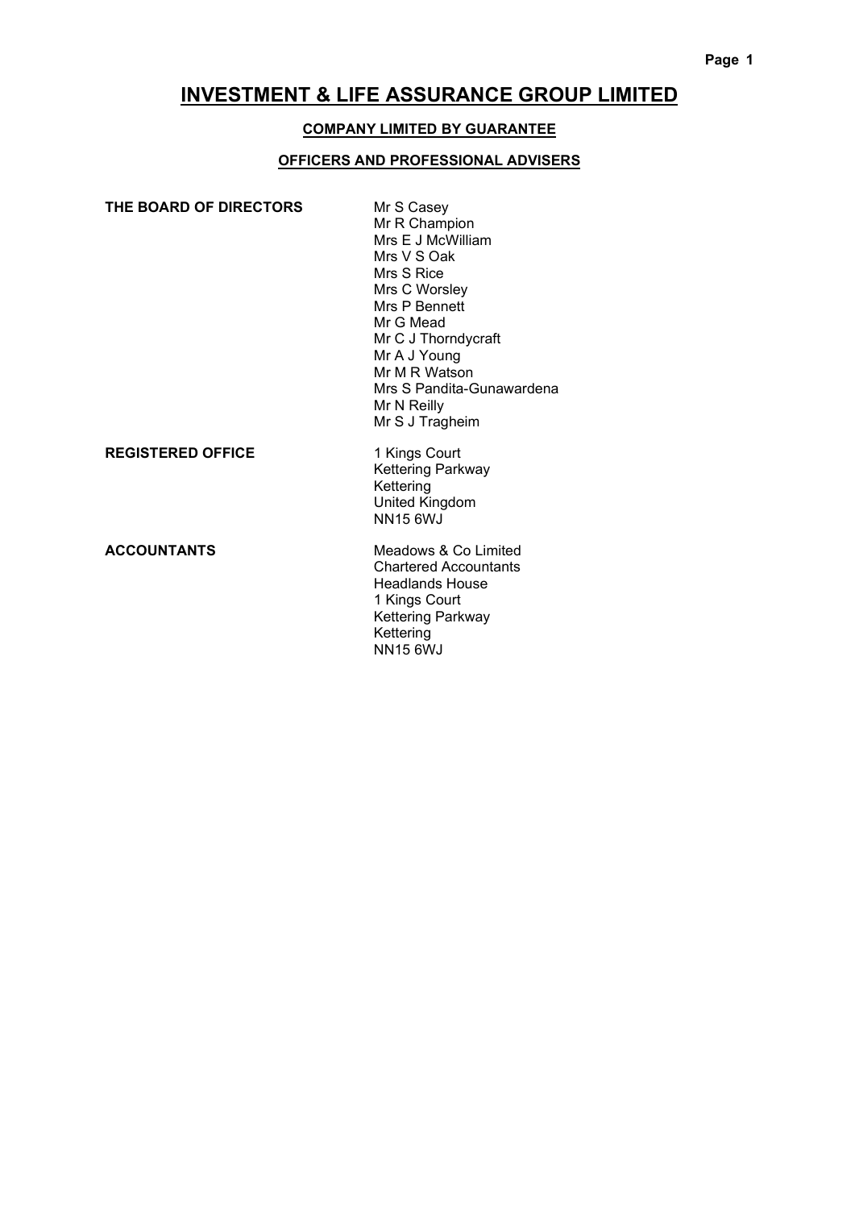# INVESTMENT & LIFE ASSURANCE GROUP LIMITED

## COMPANY LIMITED BY GUARANTEE

## OFFICERS AND PROFESSIONAL ADVISERS

| | |
|---|---|
| **THE BOARD OF DIRECTORS** | Mr S Casey<br>Mr R Champion<br>Mrs E J McWilliam<br>Mrs V S Oak<br>Mrs S Rice<br>Mrs C Worsley<br>Mrs P Bennett<br>Mr G Mead<br>Mr C J Thorndycraft<br>Mr A J Young<br>Mr M R Watson<br>Mrs S Pandita-Gunawardena<br>Mr N Reilly<br>Mr S J Tragheim |
| **REGISTERED OFFICE** | 1 Kings Court<br>Kettering Parkway<br>Kettering<br>United Kingdom<br>NN15 6WJ |
| **ACCOUNTANTS** | Meadows & Co Limited<br>Chartered Accountants<br>Headlands House<br>1 Kings Court<br>Kettering Parkway<br>Kettering<br>NN15 6WJ |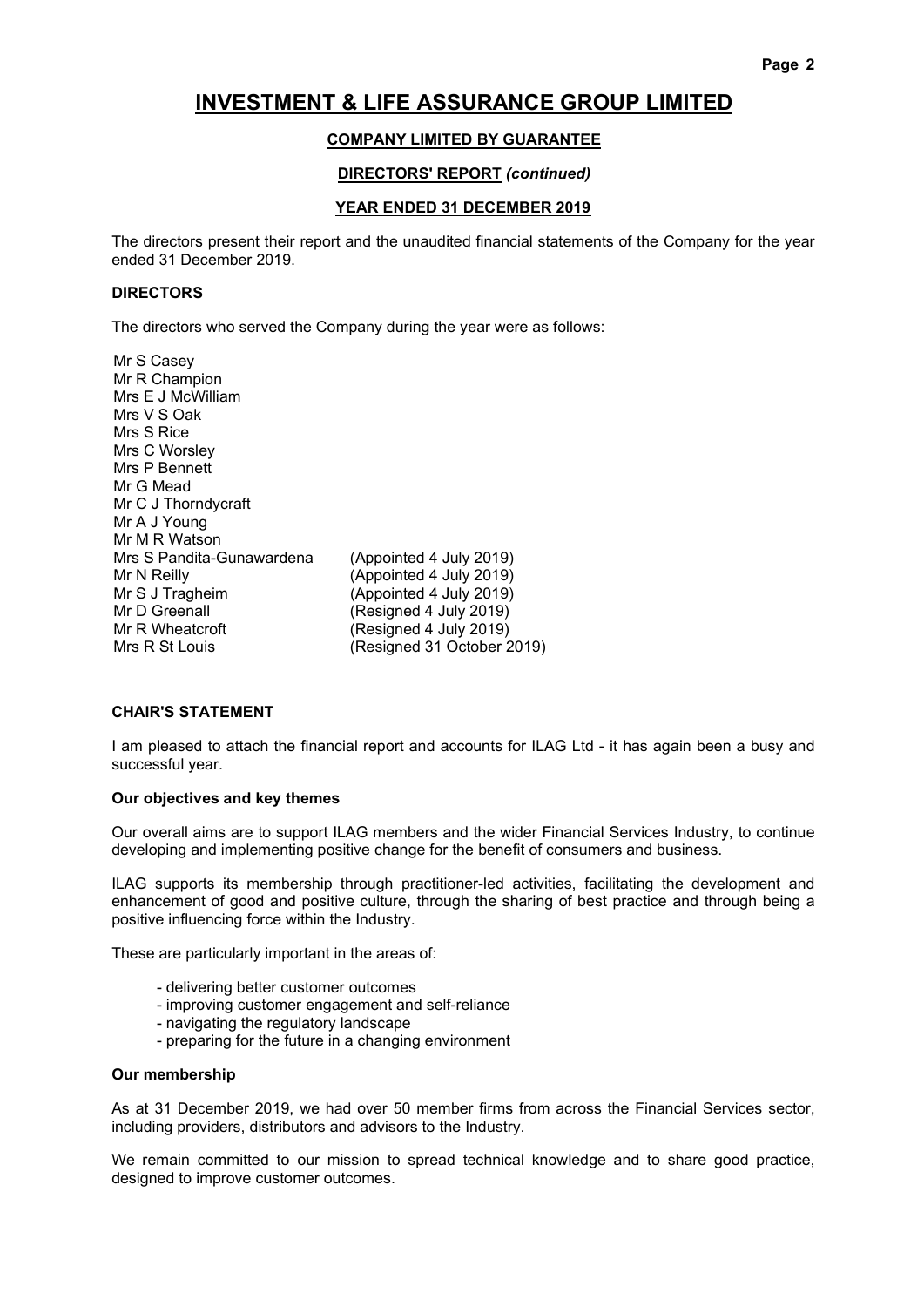# INVESTMENT & LIFE ASSURANCE GROUP LIMITED

**COMPANY LIMITED BY GUARANTEE**

**DIRECTORS' REPORT** ***(continued)***

**YEAR ENDED 31 DECEMBER 2019**

The directors present their report and the unaudited financial statements of the Company for the year ended 31 December 2019.

### DIRECTORS

The directors who served the Company during the year were as follows:

| | |
|---|---|
| Mr S Casey | |
| Mr R Champion | |
| Mrs E J McWilliam | |
| Mrs V S Oak | |
| Mrs S Rice | |
| Mrs C Worsley | |
| Mrs P Bennett | |
| Mr G Mead | |
| Mr C J Thorndycraft | |
| Mr A J Young | |
| Mr M R Watson | |
| Mrs S Pandita-Gunawardena | (Appointed 4 July 2019) |
| Mr N Reilly | (Appointed 4 July 2019) |
| Mr S J Tragheim | (Appointed 4 July 2019) |
| Mr D Greenall | (Resigned 4 July 2019) |
| Mr R Wheatcroft | (Resigned 4 July 2019) |
| Mrs R St Louis | (Resigned 31 October 2019) |

### CHAIR'S STATEMENT

I am pleased to attach the financial report and accounts for ILAG Ltd - it has again been a busy and successful year.

#### Our objectives and key themes

Our overall aims are to support ILAG members and the wider Financial Services Industry, to continue developing and implementing positive change for the benefit of consumers and business.

ILAG supports its membership through practitioner-led activities, facilitating the development and enhancement of good and positive culture, through the sharing of best practice and through being a positive influencing force within the Industry.

These are particularly important in the areas of:

- delivering better customer outcomes
- improving customer engagement and self-reliance
- navigating the regulatory landscape
- preparing for the future in a changing environment

#### Our membership

As at 31 December 2019, we had over 50 member firms from across the Financial Services sector, including providers, distributors and advisors to the Industry.

We remain committed to our mission to spread technical knowledge and to share good practice, designed to improve customer outcomes.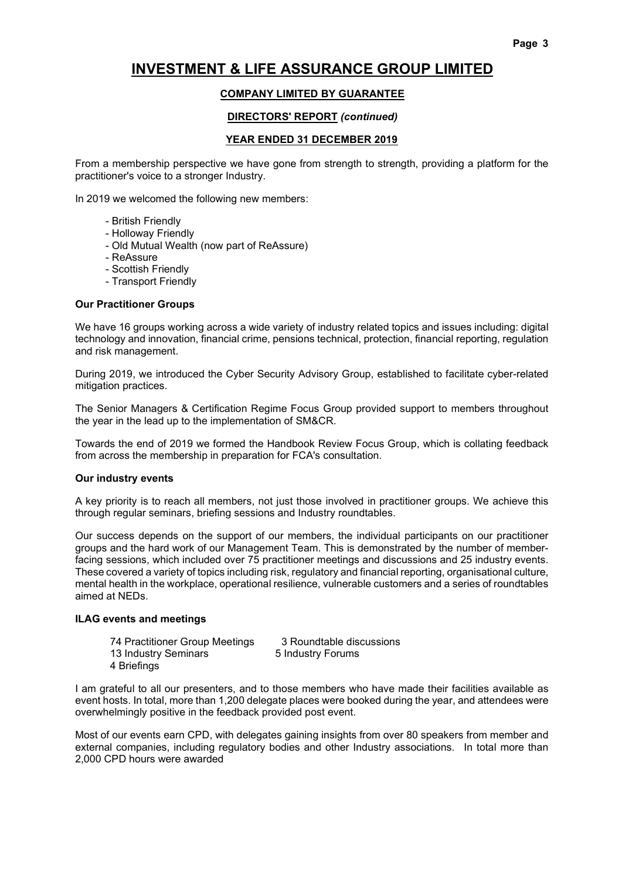# INVESTMENT & LIFE ASSURANCE GROUP LIMITED

**COMPANY LIMITED BY GUARANTEE**

**DIRECTORS' REPORT** *(continued)*

**YEAR ENDED 31 DECEMBER 2019**

From a membership perspective we have gone from strength to strength, providing a platform for the practitioner's voice to a stronger Industry.

In 2019 we welcomed the following new members:

- British Friendly
- Holloway Friendly
- Old Mutual Wealth (now part of ReAssure)
- ReAssure
- Scottish Friendly
- Transport Friendly

**Our Practitioner Groups**

We have 16 groups working across a wide variety of industry related topics and issues including: digital technology and innovation, financial crime, pensions technical, protection, financial reporting, regulation and risk management.

During 2019, we introduced the Cyber Security Advisory Group, established to facilitate cyber-related mitigation practices.

The Senior Managers & Certification Regime Focus Group provided support to members throughout the year in the lead up to the implementation of SM&CR.

Towards the end of 2019 we formed the Handbook Review Focus Group, which is collating feedback from across the membership in preparation for FCA's consultation.

**Our industry events**

A key priority is to reach all members, not just those involved in practitioner groups. We achieve this through regular seminars, briefing sessions and Industry roundtables.

Our success depends on the support of our members, the individual participants on our practitioner groups and the hard work of our Management Team. This is demonstrated by the number of member-facing sessions, which included over 75 practitioner meetings and discussions and 25 industry events. These covered a variety of topics including risk, regulatory and financial reporting, organisational culture, mental health in the workplace, operational resilience, vulnerable customers and a series of roundtables aimed at NEDs.

**ILAG events and meetings**

| | |
|---|---|
| 74 Practitioner Group Meetings | 3 Roundtable discussions |
| 13 Industry Seminars | 5 Industry Forums |
| 4 Briefings | |

I am grateful to all our presenters, and to those members who have made their facilities available as event hosts. In total, more than 1,200 delegate places were booked during the year, and attendees were overwhelmingly positive in the feedback provided post event.

Most of our events earn CPD, with delegates gaining insights from over 80 speakers from member and external companies, including regulatory bodies and other Industry associations. In total more than 2,000 CPD hours were awarded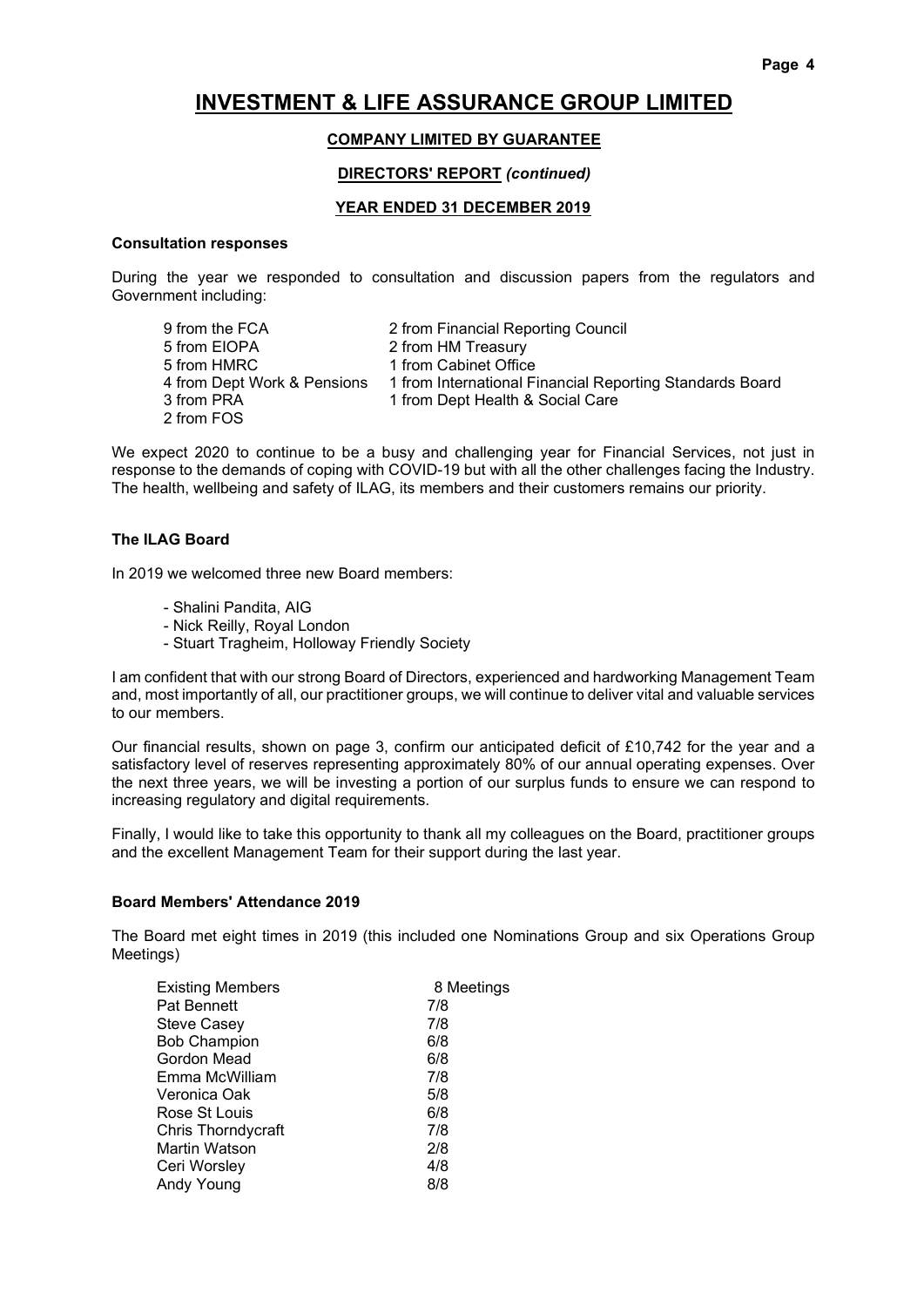# INVESTMENT & LIFE ASSURANCE GROUP LIMITED

**COMPANY LIMITED BY GUARANTEE**

**DIRECTORS' REPORT** ***(continued)***

**YEAR ENDED 31 DECEMBER 2019**

### Consultation responses

During the year we responded to consultation and discussion papers from the regulators and Government including:

| | |
|---|---|
| 9 from the FCA | 2 from Financial Reporting Council |
| 5 from EIOPA | 2 from HM Treasury |
| 5 from HMRC | 1 from Cabinet Office |
| 4 from Dept Work & Pensions | 1 from International Financial Reporting Standards Board |
| 3 from PRA | 1 from Dept Health & Social Care |
| 2 from FOS | |

We expect 2020 to continue to be a busy and challenging year for Financial Services, not just in response to the demands of coping with COVID-19 but with all the other challenges facing the Industry. The health, wellbeing and safety of ILAG, its members and their customers remains our priority.

### The ILAG Board

In 2019 we welcomed three new Board members:

- Shalini Pandita, AIG
- Nick Reilly, Royal London
- Stuart Tragheim, Holloway Friendly Society

I am confident that with our strong Board of Directors, experienced and hardworking Management Team and, most importantly of all, our practitioner groups, we will continue to deliver vital and valuable services to our members.

Our financial results, shown on page 3, confirm our anticipated deficit of £10,742 for the year and a satisfactory level of reserves representing approximately 80% of our annual operating expenses. Over the next three years, we will be investing a portion of our surplus funds to ensure we can respond to increasing regulatory and digital requirements.

Finally, I would like to take this opportunity to thank all my colleagues on the Board, practitioner groups and the excellent Management Team for their support during the last year.

### Board Members' Attendance 2019

The Board met eight times in 2019 (this included one Nominations Group and six Operations Group Meetings)

| Existing Members | 8 Meetings |
|---|---|
| Pat Bennett | 7/8 |
| Steve Casey | 7/8 |
| Bob Champion | 6/8 |
| Gordon Mead | 6/8 |
| Emma McWilliam | 7/8 |
| Veronica Oak | 5/8 |
| Rose St Louis | 6/8 |
| Chris Thorndycraft | 7/8 |
| Martin Watson | 2/8 |
| Ceri Worsley | 4/8 |
| Andy Young | 8/8 |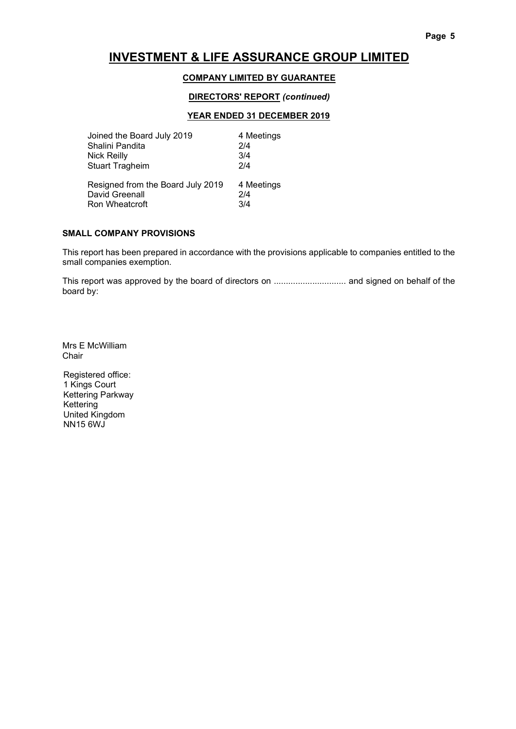# INVESTMENT & LIFE ASSURANCE GROUP LIMITED

**COMPANY LIMITED BY GUARANTEE**

**DIRECTORS' REPORT** *(continued)*

**YEAR ENDED 31 DECEMBER 2019**

| Joined the Board July 2019 | 4 Meetings |
|---|---|
| Shalini Pandita | 2/4 |
| Nick Reilly | 3/4 |
| Stuart Tragheim | 2/4 |

| Resigned from the Board July 2019 | 4 Meetings |
|---|---|
| David Greenall | 2/4 |
| Ron Wheatcroft | 3/4 |

**SMALL COMPANY PROVISIONS**

This report has been prepared in accordance with the provisions applicable to companies entitled to the small companies exemption.

This report was approved by the board of directors on ............................. and signed on behalf of the board by:

Mrs E McWilliam
Chair

Registered office:
1 Kings Court
Kettering Parkway
Kettering
United Kingdom
NN15 6WJ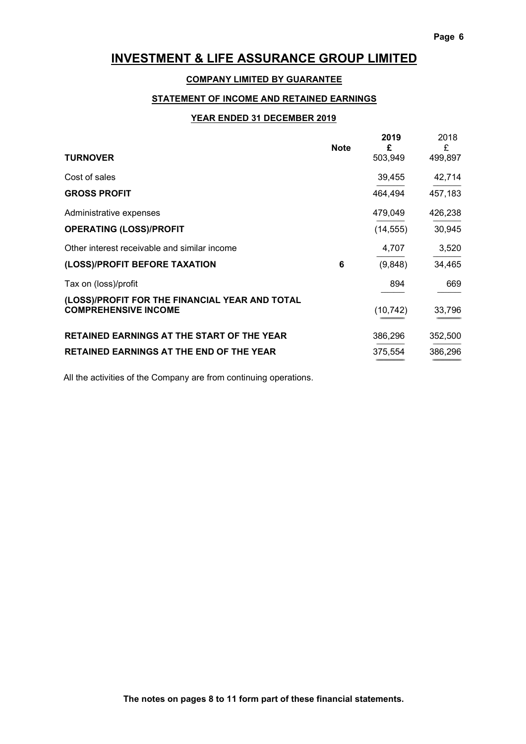# INVESTMENT & LIFE ASSURANCE GROUP LIMITED

**COMPANY LIMITED BY GUARANTEE**

**STATEMENT OF INCOME AND RETAINED EARNINGS**

**YEAR ENDED 31 DECEMBER 2019**

| | Note | 2019 £ | 2018 £ |
|---|---|---|---|
| **TURNOVER** | | 503,949 | 499,897 |
| Cost of sales | | 39,455 | 42,714 |
| **GROSS PROFIT** | | 464,494 | 457,183 |
| Administrative expenses | | 479,049 | 426,238 |
| **OPERATING (LOSS)/PROFIT** | | (14,555) | 30,945 |
| Other interest receivable and similar income | | 4,707 | 3,520 |
| **(LOSS)/PROFIT BEFORE TAXATION** | 6 | (9,848) | 34,465 |
| Tax on (loss)/profit | | 894 | 669 |
| **(LOSS)/PROFIT FOR THE FINANCIAL YEAR AND TOTAL COMPREHENSIVE INCOME** | | (10,742) | 33,796 |
| **RETAINED EARNINGS AT THE START OF THE YEAR** | | 386,296 | 352,500 |
| **RETAINED EARNINGS AT THE END OF THE YEAR** | | 375,554 | 386,296 |

All the activities of the Company are from continuing operations.

**The notes on pages 8 to 11 form part of these financial statements.**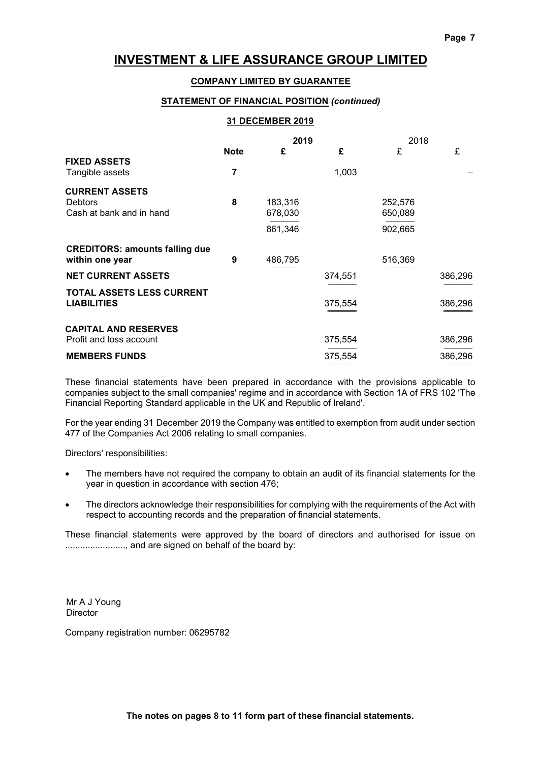# INVESTMENT & LIFE ASSURANCE GROUP LIMITED

## COMPANY LIMITED BY GUARANTEE

### STATEMENT OF FINANCIAL POSITION *(continued)*

### 31 DECEMBER 2019

| | Note | 2019 £ | 2019 £ | 2018 £ | 2018 £ |
|---|---|---|---|---|---|
| **FIXED ASSETS** | | | | | |
| Tangible assets | 7 | | 1,003 | | – |
| **CURRENT ASSETS** | | | | | |
| Debtors | 8 | 183,316 | | 252,576 | |
| Cash at bank and in hand | | 678,030 | | 650,089 | |
| | | 861,346 | | 902,665 | |
| **CREDITORS: amounts falling due within one year** | 9 | 486,795 | | 516,369 | |
| **NET CURRENT ASSETS** | | | 374,551 | | 386,296 |
| **TOTAL ASSETS LESS CURRENT LIABILITIES** | | | 375,554 | | 386,296 |
| **CAPITAL AND RESERVES** | | | | | |
| Profit and loss account | | | 375,554 | | 386,296 |
| **MEMBERS FUNDS** | | | 375,554 | | 386,296 |

These financial statements have been prepared in accordance with the provisions applicable to companies subject to the small companies' regime and in accordance with Section 1A of FRS 102 'The Financial Reporting Standard applicable in the UK and Republic of Ireland'.

For the year ending 31 December 2019 the Company was entitled to exemption from audit under section 477 of the Companies Act 2006 relating to small companies.

Directors' responsibilities:

- The members have not required the company to obtain an audit of its financial statements for the year in question in accordance with section 476;
- The directors acknowledge their responsibilities for complying with the requirements of the Act with respect to accounting records and the preparation of financial statements.

These financial statements were approved by the board of directors and authorised for issue on ........................, and are signed on behalf of the board by:

Mr A J Young
Director

Company registration number: 06295782

**The notes on pages 8 to 11 form part of these financial statements.**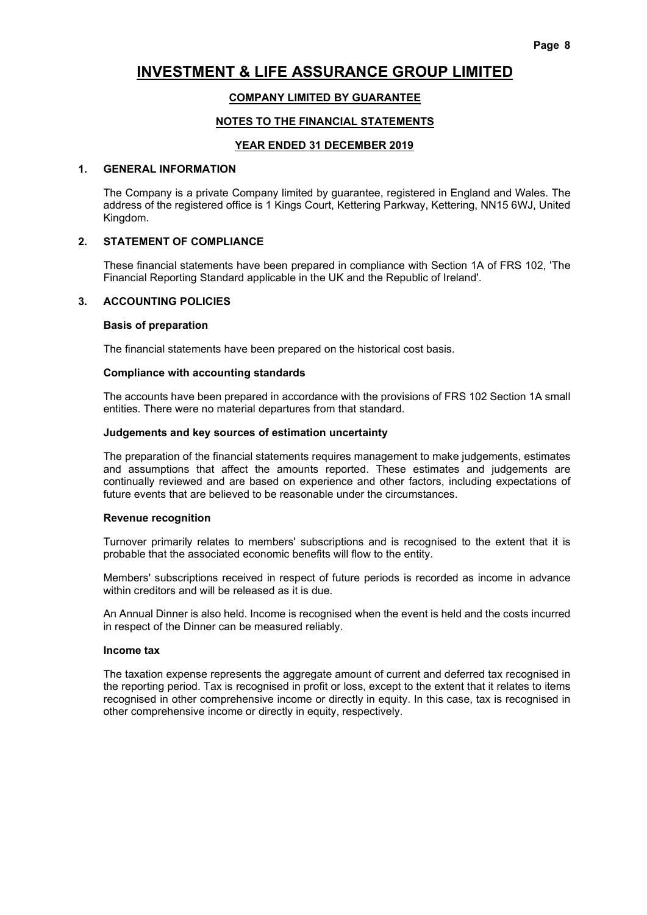# INVESTMENT & LIFE ASSURANCE GROUP LIMITED

**COMPANY LIMITED BY GUARANTEE**

**NOTES TO THE FINANCIAL STATEMENTS**

**YEAR ENDED 31 DECEMBER 2019**

## 1. GENERAL INFORMATION

The Company is a private Company limited by guarantee, registered in England and Wales. The address of the registered office is 1 Kings Court, Kettering Parkway, Kettering, NN15 6WJ, United Kingdom.

## 2. STATEMENT OF COMPLIANCE

These financial statements have been prepared in compliance with Section 1A of FRS 102, 'The Financial Reporting Standard applicable in the UK and the Republic of Ireland'.

## 3. ACCOUNTING POLICIES

**Basis of preparation**

The financial statements have been prepared on the historical cost basis.

**Compliance with accounting standards**

The accounts have been prepared in accordance with the provisions of FRS 102 Section 1A small entities. There were no material departures from that standard.

**Judgements and key sources of estimation uncertainty**

The preparation of the financial statements requires management to make judgements, estimates and assumptions that affect the amounts reported. These estimates and judgements are continually reviewed and are based on experience and other factors, including expectations of future events that are believed to be reasonable under the circumstances.

**Revenue recognition**

Turnover primarily relates to members' subscriptions and is recognised to the extent that it is probable that the associated economic benefits will flow to the entity.

Members' subscriptions received in respect of future periods is recorded as income in advance within creditors and will be released as it is due.

An Annual Dinner is also held. Income is recognised when the event is held and the costs incurred in respect of the Dinner can be measured reliably.

**Income tax**

The taxation expense represents the aggregate amount of current and deferred tax recognised in the reporting period. Tax is recognised in profit or loss, except to the extent that it relates to items recognised in other comprehensive income or directly in equity. In this case, tax is recognised in other comprehensive income or directly in equity, respectively.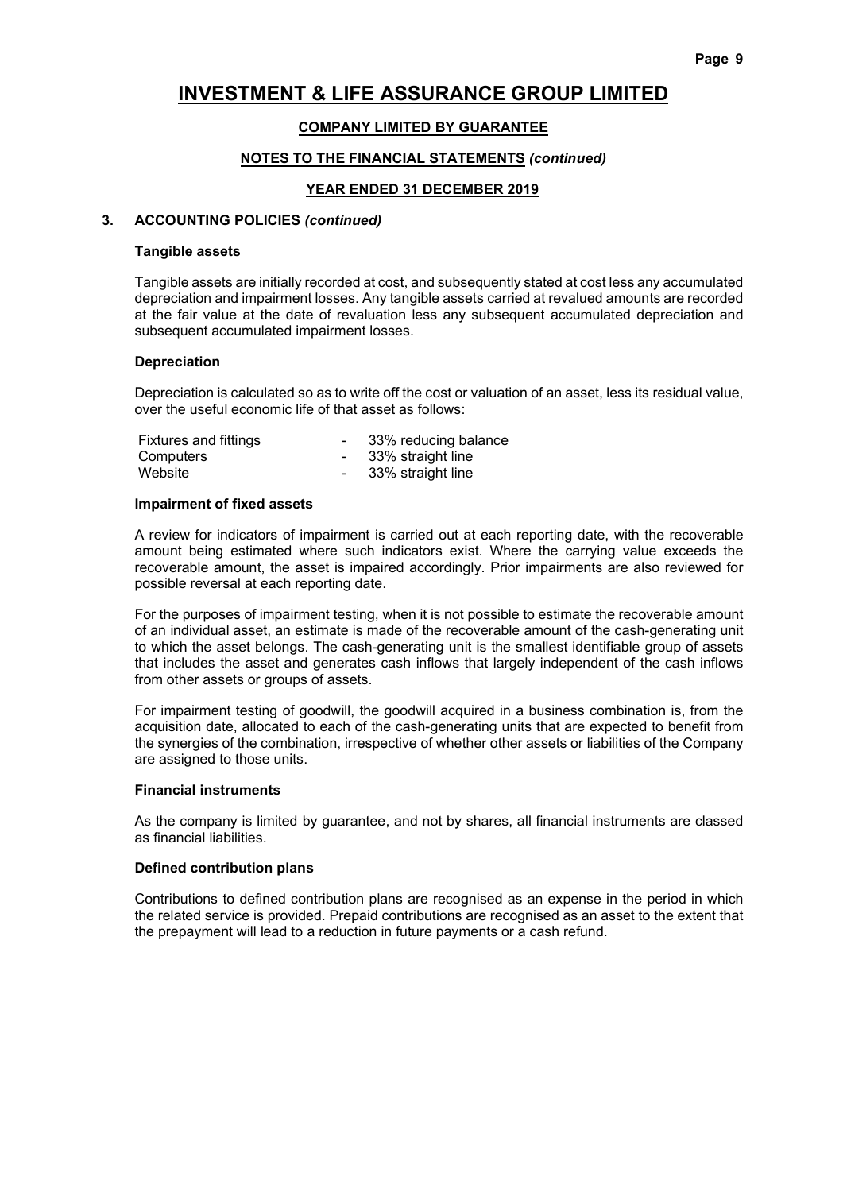# INVESTMENT & LIFE ASSURANCE GROUP LIMITED

**COMPANY LIMITED BY GUARANTEE**

**NOTES TO THE FINANCIAL STATEMENTS *(continued)***

**YEAR ENDED 31 DECEMBER 2019**

## 3. ACCOUNTING POLICIES *(continued)*

### Tangible assets

Tangible assets are initially recorded at cost, and subsequently stated at cost less any accumulated depreciation and impairment losses. Any tangible assets carried at revalued amounts are recorded at the fair value at the date of revaluation less any subsequent accumulated depreciation and subsequent accumulated impairment losses.

### Depreciation

Depreciation is calculated so as to write off the cost or valuation of an asset, less its residual value, over the useful economic life of that asset as follows:

| | | |
|---|---|---|
| Fixtures and fittings | - | 33% reducing balance |
| Computers | - | 33% straight line |
| Website | - | 33% straight line |

### Impairment of fixed assets

A review for indicators of impairment is carried out at each reporting date, with the recoverable amount being estimated where such indicators exist. Where the carrying value exceeds the recoverable amount, the asset is impaired accordingly. Prior impairments are also reviewed for possible reversal at each reporting date.

For the purposes of impairment testing, when it is not possible to estimate the recoverable amount of an individual asset, an estimate is made of the recoverable amount of the cash-generating unit to which the asset belongs. The cash-generating unit is the smallest identifiable group of assets that includes the asset and generates cash inflows that largely independent of the cash inflows from other assets or groups of assets.

For impairment testing of goodwill, the goodwill acquired in a business combination is, from the acquisition date, allocated to each of the cash-generating units that are expected to benefit from the synergies of the combination, irrespective of whether other assets or liabilities of the Company are assigned to those units.

### Financial instruments

As the company is limited by guarantee, and not by shares, all financial instruments are classed as financial liabilities.

### Defined contribution plans

Contributions to defined contribution plans are recognised as an expense in the period in which the related service is provided. Prepaid contributions are recognised as an asset to the extent that the prepayment will lead to a reduction in future payments or a cash refund.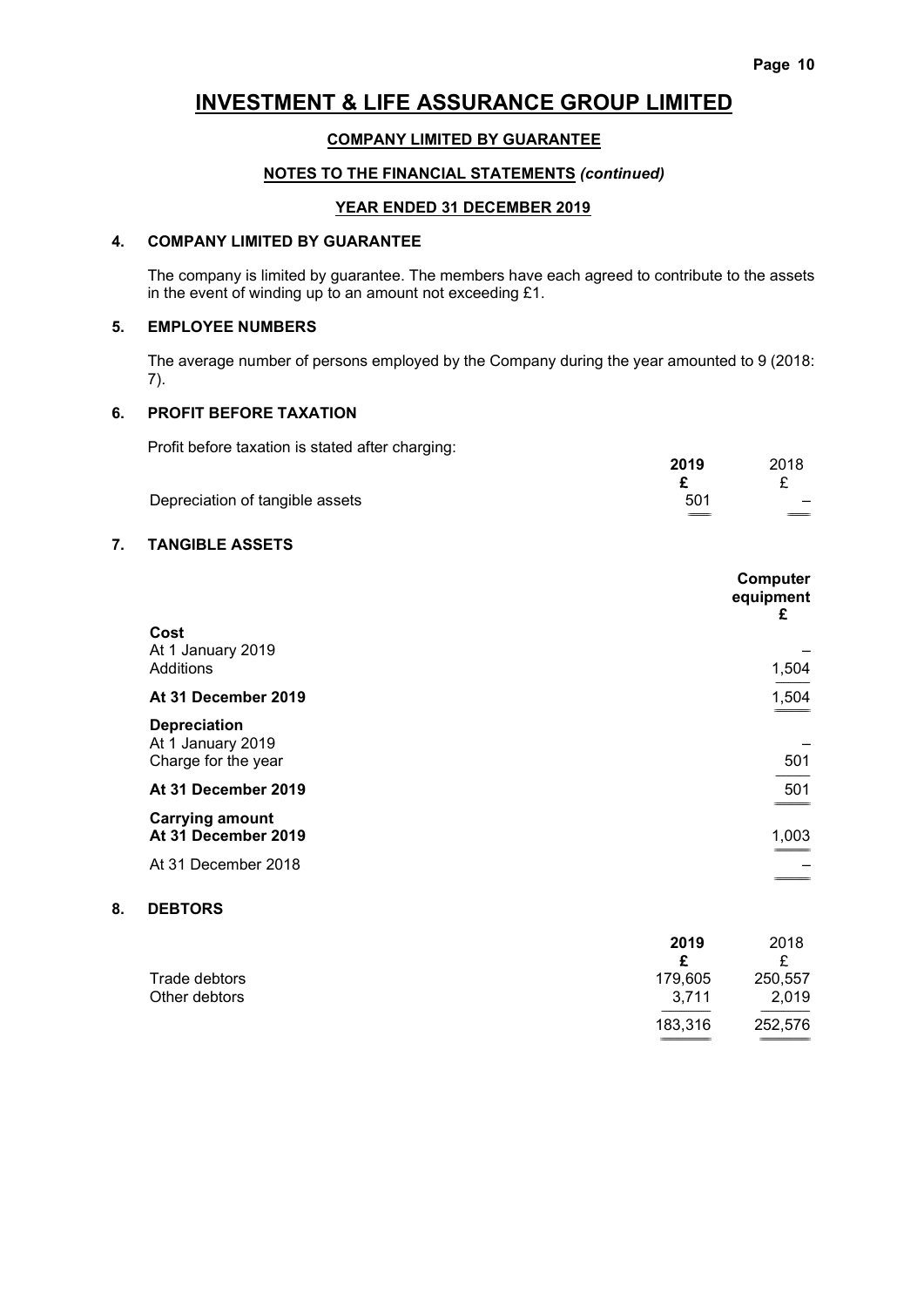# INVESTMENT & LIFE ASSURANCE GROUP LIMITED

## COMPANY LIMITED BY GUARANTEE

## NOTES TO THE FINANCIAL STATEMENTS *(continued)*

## YEAR ENDED 31 DECEMBER 2019

### 4. COMPANY LIMITED BY GUARANTEE

The company is limited by guarantee. The members have each agreed to contribute to the assets in the event of winding up to an amount not exceeding £1.

### 5. EMPLOYEE NUMBERS

The average number of persons employed by the Company during the year amounted to 9 (2018: 7).

### 6. PROFIT BEFORE TAXATION

Profit before taxation is stated after charging:

| | **2019** | 2018 |
|---|---|---|
| | **£** | £ |
| Depreciation of tangible assets | 501 | – |

### 7. TANGIBLE ASSETS

| | **Computer equipment** |
|---|---|
| | **£** |
| **Cost** | |
| At 1 January 2019 | – |
| Additions | 1,504 |
| **At 31 December 2019** | 1,504 |
| **Depreciation** | |
| At 1 January 2019 | – |
| Charge for the year | 501 |
| **At 31 December 2019** | 501 |
| **Carrying amount** | |
| **At 31 December 2019** | 1,003 |
| At 31 December 2018 | – |

### 8. DEBTORS

| | **2019** | 2018 |
|---|---|---|
| | **£** | £ |
| Trade debtors | 179,605 | 250,557 |
| Other debtors | 3,711 | 2,019 |
| | 183,316 | 252,576 |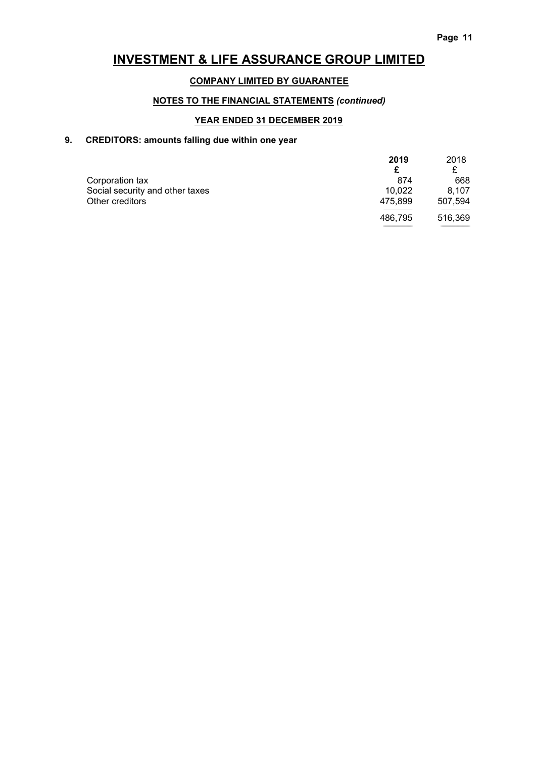# INVESTMENT & LIFE ASSURANCE GROUP LIMITED

**COMPANY LIMITED BY GUARANTEE**

**NOTES TO THE FINANCIAL STATEMENTS *(continued)***

**YEAR ENDED 31 DECEMBER 2019**

## 9. CREDITORS: amounts falling due within one year

| | **2019** | 2018 |
|---|---|---|
| | **£** | £ |
| Corporation tax | 874 | 668 |
| Social security and other taxes | 10,022 | 8,107 |
| Other creditors | 475,899 | 507,594 |
| | 486,795 | 516,369 |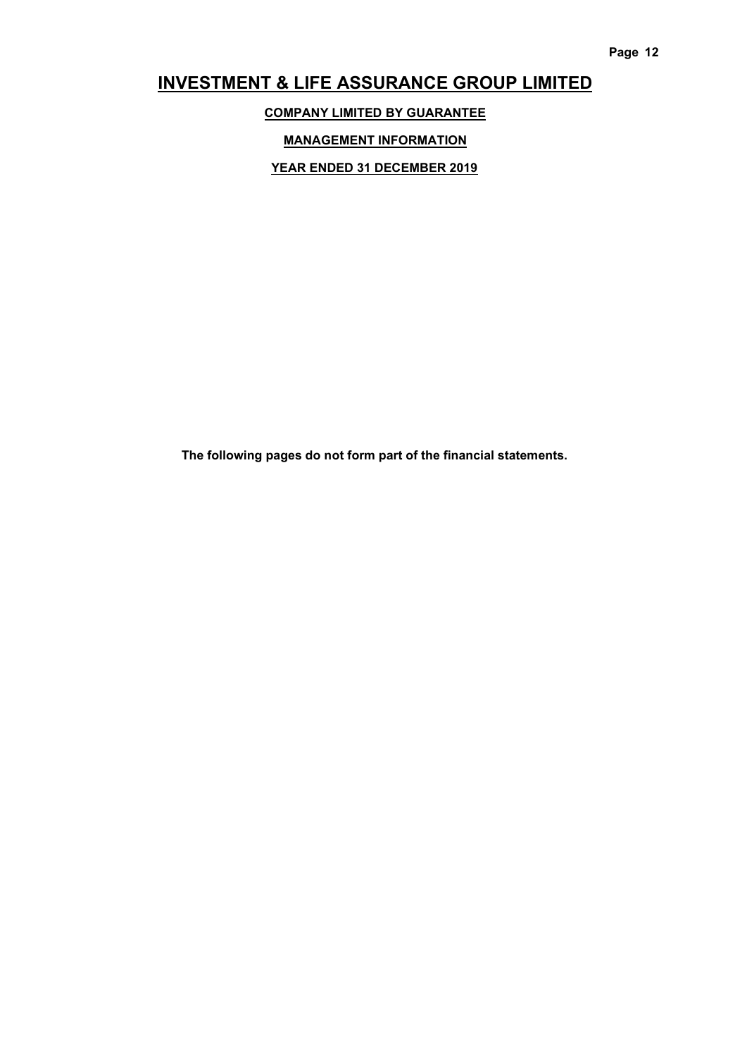# INVESTMENT & LIFE ASSURANCE GROUP LIMITED

**COMPANY LIMITED BY GUARANTEE**

**MANAGEMENT INFORMATION**

**YEAR ENDED 31 DECEMBER 2019**

**The following pages do not form part of the financial statements.**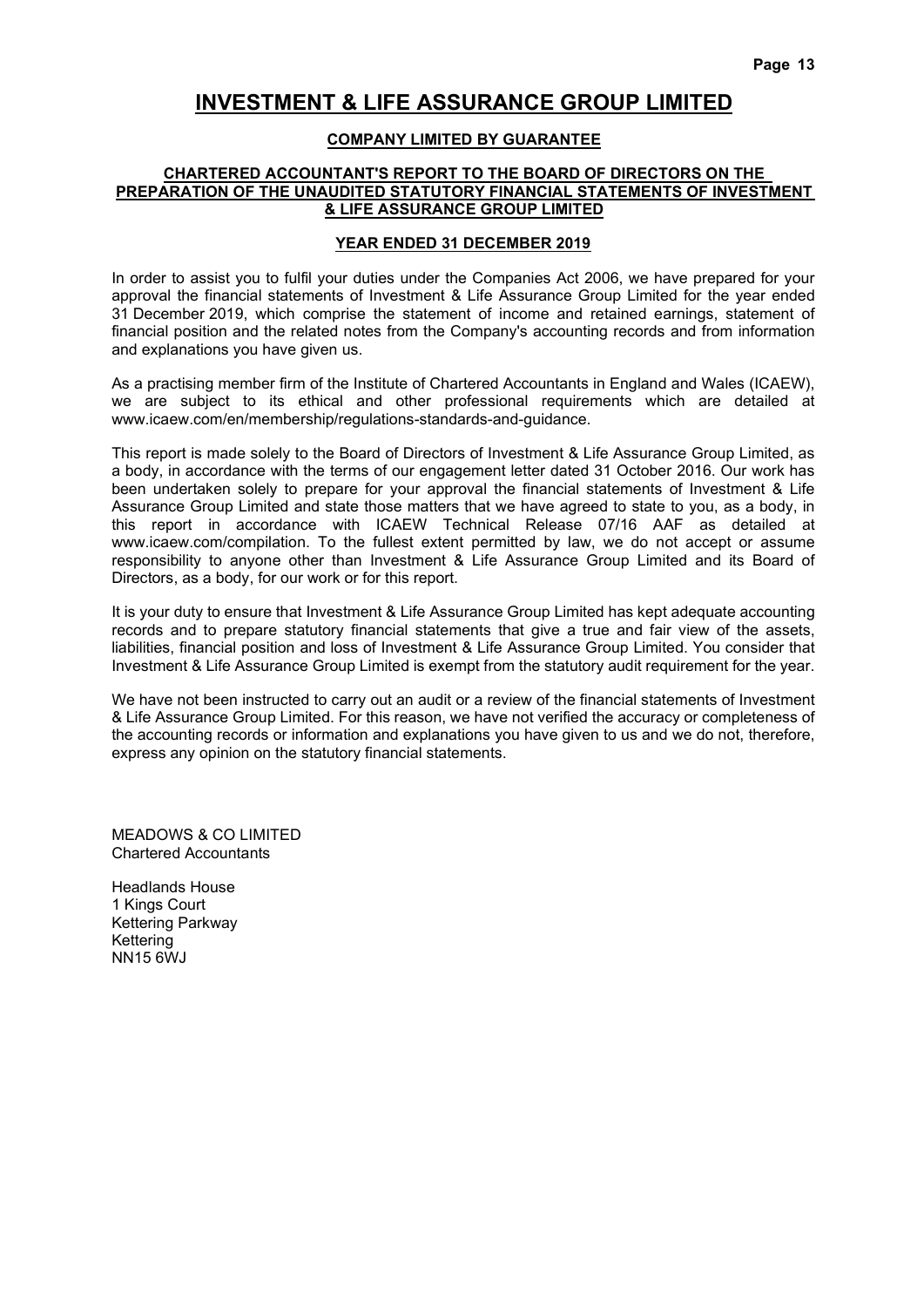# INVESTMENT & LIFE ASSURANCE GROUP LIMITED

**COMPANY LIMITED BY GUARANTEE**

**CHARTERED ACCOUNTANT'S REPORT TO THE BOARD OF DIRECTORS ON THE PREPARATION OF THE UNAUDITED STATUTORY FINANCIAL STATEMENTS OF INVESTMENT & LIFE ASSURANCE GROUP LIMITED**

**YEAR ENDED 31 DECEMBER 2019**

In order to assist you to fulfil your duties under the Companies Act 2006, we have prepared for your approval the financial statements of Investment & Life Assurance Group Limited for the year ended 31 December 2019, which comprise the statement of income and retained earnings, statement of financial position and the related notes from the Company's accounting records and from information and explanations you have given us.

As a practising member firm of the Institute of Chartered Accountants in England and Wales (ICAEW), we are subject to its ethical and other professional requirements which are detailed at www.icaew.com/en/membership/regulations-standards-and-guidance.

This report is made solely to the Board of Directors of Investment & Life Assurance Group Limited, as a body, in accordance with the terms of our engagement letter dated 31 October 2016. Our work has been undertaken solely to prepare for your approval the financial statements of Investment & Life Assurance Group Limited and state those matters that we have agreed to state to you, as a body, in this report in accordance with ICAEW Technical Release 07/16 AAF as detailed at www.icaew.com/compilation. To the fullest extent permitted by law, we do not accept or assume responsibility to anyone other than Investment & Life Assurance Group Limited and its Board of Directors, as a body, for our work or for this report.

It is your duty to ensure that Investment & Life Assurance Group Limited has kept adequate accounting records and to prepare statutory financial statements that give a true and fair view of the assets, liabilities, financial position and loss of Investment & Life Assurance Group Limited. You consider that Investment & Life Assurance Group Limited is exempt from the statutory audit requirement for the year.

We have not been instructed to carry out an audit or a review of the financial statements of Investment & Life Assurance Group Limited. For this reason, we have not verified the accuracy or completeness of the accounting records or information and explanations you have given to us and we do not, therefore, express any opinion on the statutory financial statements.

MEADOWS & CO LIMITED
Chartered Accountants

Headlands House
1 Kings Court
Kettering Parkway
Kettering
NN15 6WJ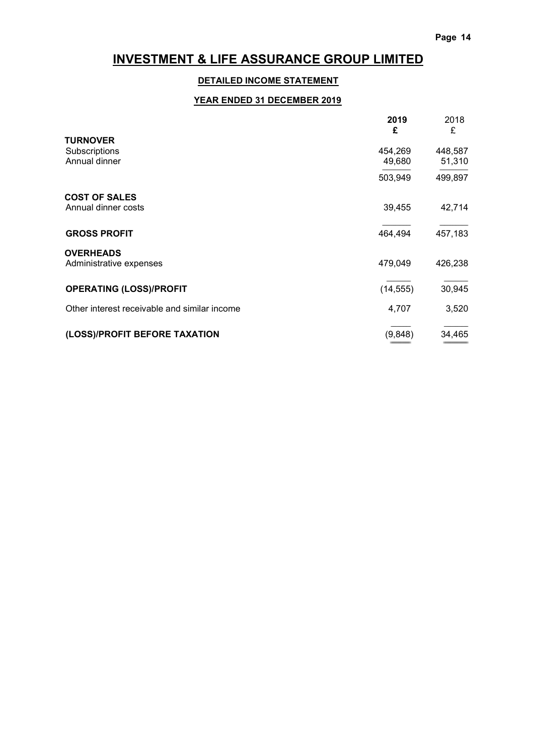# INVESTMENT & LIFE ASSURANCE GROUP LIMITED

## DETAILED INCOME STATEMENT

### YEAR ENDED 31 DECEMBER 2019

| | 2019 £ | 2018 £ |
|---|---|---|
| **TURNOVER** | | |
| Subscriptions | 454,269 | 448,587 |
| Annual dinner | 49,680 | 51,310 |
| | 503,949 | 499,897 |
| **COST OF SALES** | | |
| Annual dinner costs | 39,455 | 42,714 |
| **GROSS PROFIT** | 464,494 | 457,183 |
| **OVERHEADS** | | |
| Administrative expenses | 479,049 | 426,238 |
| **OPERATING (LOSS)/PROFIT** | (14,555) | 30,945 |
| Other interest receivable and similar income | 4,707 | 3,520 |
| **(LOSS)/PROFIT BEFORE TAXATION** | (9,848) | 34,465 |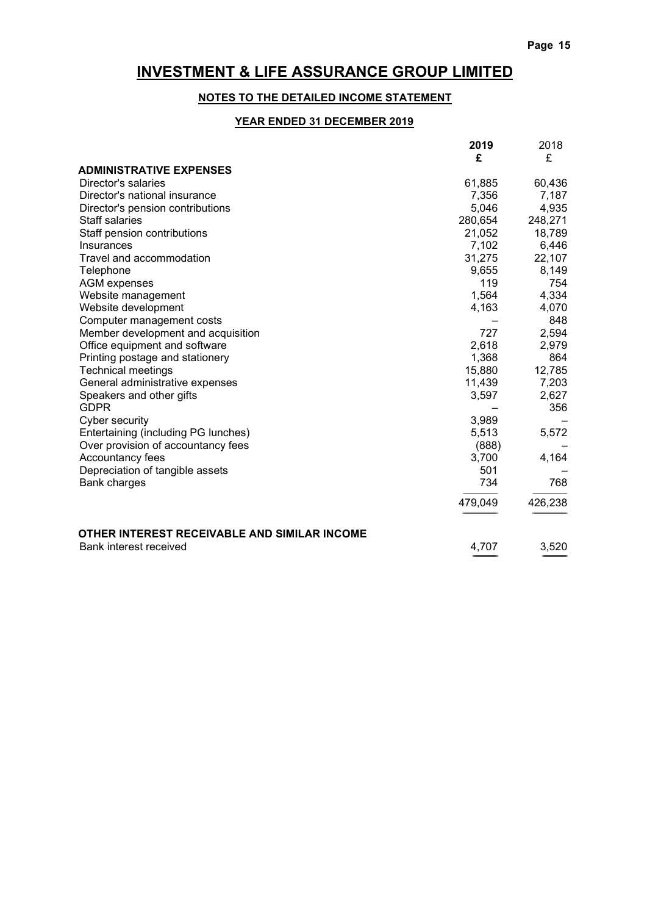# INVESTMENT & LIFE ASSURANCE GROUP LIMITED

## NOTES TO THE DETAILED INCOME STATEMENT

### YEAR ENDED 31 DECEMBER 2019

| | 2019 | 2018 |
|---|---|---|
| | £ | £ |
| **ADMINISTRATIVE EXPENSES** | | |
| Director's salaries | 61,885 | 60,436 |
| Director's national insurance | 7,356 | 7,187 |
| Director's pension contributions | 5,046 | 4,935 |
| Staff salaries | 280,654 | 248,271 |
| Staff pension contributions | 21,052 | 18,789 |
| Insurances | 7,102 | 6,446 |
| Travel and accommodation | 31,275 | 22,107 |
| Telephone | 9,655 | 8,149 |
| AGM expenses | 119 | 754 |
| Website management | 1,564 | 4,334 |
| Website development | 4,163 | 4,070 |
| Computer management costs | – | 848 |
| Member development and acquisition | 727 | 2,594 |
| Office equipment and software | 2,618 | 2,979 |
| Printing postage and stationery | 1,368 | 864 |
| Technical meetings | 15,880 | 12,785 |
| General administrative expenses | 11,439 | 7,203 |
| Speakers and other gifts | 3,597 | 2,627 |
| GDPR | – | 356 |
| Cyber security | 3,989 | – |
| Entertaining (including PG lunches) | 5,513 | 5,572 |
| Over provision of accountancy fees | (888) | – |
| Accountancy fees | 3,700 | 4,164 |
| Depreciation of tangible assets | 501 | – |
| Bank charges | 734 | 768 |
| | 479,049 | 426,238 |
| | | |
| **OTHER INTEREST RECEIVABLE AND SIMILAR INCOME** | | |
| Bank interest received | 4,707 | 3,520 |